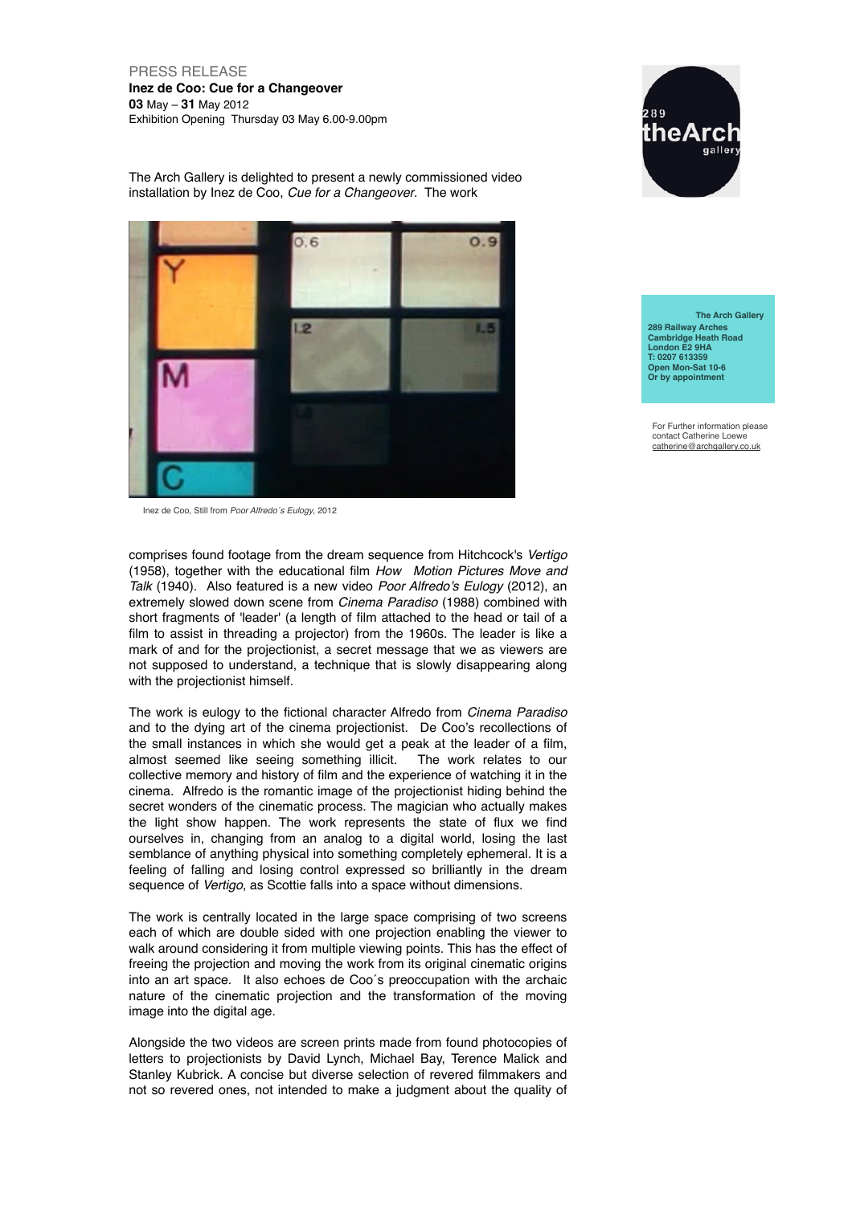PRESS RELEASE

**Inez de Coo: Cue for a Changeover**

**03** May – **31** May 2012

Exhibition Opening Thursday 03 May 6.00-9.00pm

**The Arch Gallery**
**289 Railway Arches**
**Cambridge Heath Road**
**London E2 9HA**
**T: 0207 613359**
**Open Mon-Sat 10-6**
**Or by appointment**

For Further information please contact Catherine Loewe
catherine@archgallery.co.uk

The Arch Gallery is delighted to present a newly commissioned video installation by Inez de Coo, *Cue for a Changeover*. The work comprises found footage from the dream sequence from Hitchcock's *Vertigo* (1958), together with the educational film *How Motion Pictures Move and Talk* (1940). Also featured is a new video *Poor Alfredo's Eulogy* (2012), an extremely slowed down scene from *Cinema Paradiso* (1988) combined with short fragments of 'leader' (a length of film attached to the head or tail of a film to assist in threading a projector) from the 1960s. The leader is like a mark of and for the projectionist, a secret message that we as viewers are not supposed to understand, a technique that is slowly disappearing along with the projectionist himself.

Inez de Coo, Still from *Poor Alfredo´s Eulogy*, 2012

The work is eulogy to the fictional character Alfredo from *Cinema Paradiso* and to the dying art of the cinema projectionist. De Coo's recollections of the small instances in which she would get a peak at the leader of a film, almost seemed like seeing something illicit. The work relates to our collective memory and history of film and the experience of watching it in the cinema. Alfredo is the romantic image of the projectionist hiding behind the secret wonders of the cinematic process. The magician who actually makes the light show happen. The work represents the state of flux we find ourselves in, changing from an analog to a digital world, losing the last semblance of anything physical into something completely ephemeral. It is a feeling of falling and losing control expressed so brilliantly in the dream sequence of *Vertigo*, as Scottie falls into a space without dimensions.

The work is centrally located in the large space comprising of two screens each of which are double sided with one projection enabling the viewer to walk around considering it from multiple viewing points. This has the effect of freeing the projection and moving the work from its original cinematic origins into an art space. It also echoes de Coo´s preoccupation with the archaic nature of the cinematic projection and the transformation of the moving image into the digital age.

Alongside the two videos are screen prints made from found photocopies of letters to projectionists by David Lynch, Michael Bay, Terence Malick and Stanley Kubrick. A concise but diverse selection of revered filmmakers and not so revered ones, not intended to make a judgment about the quality of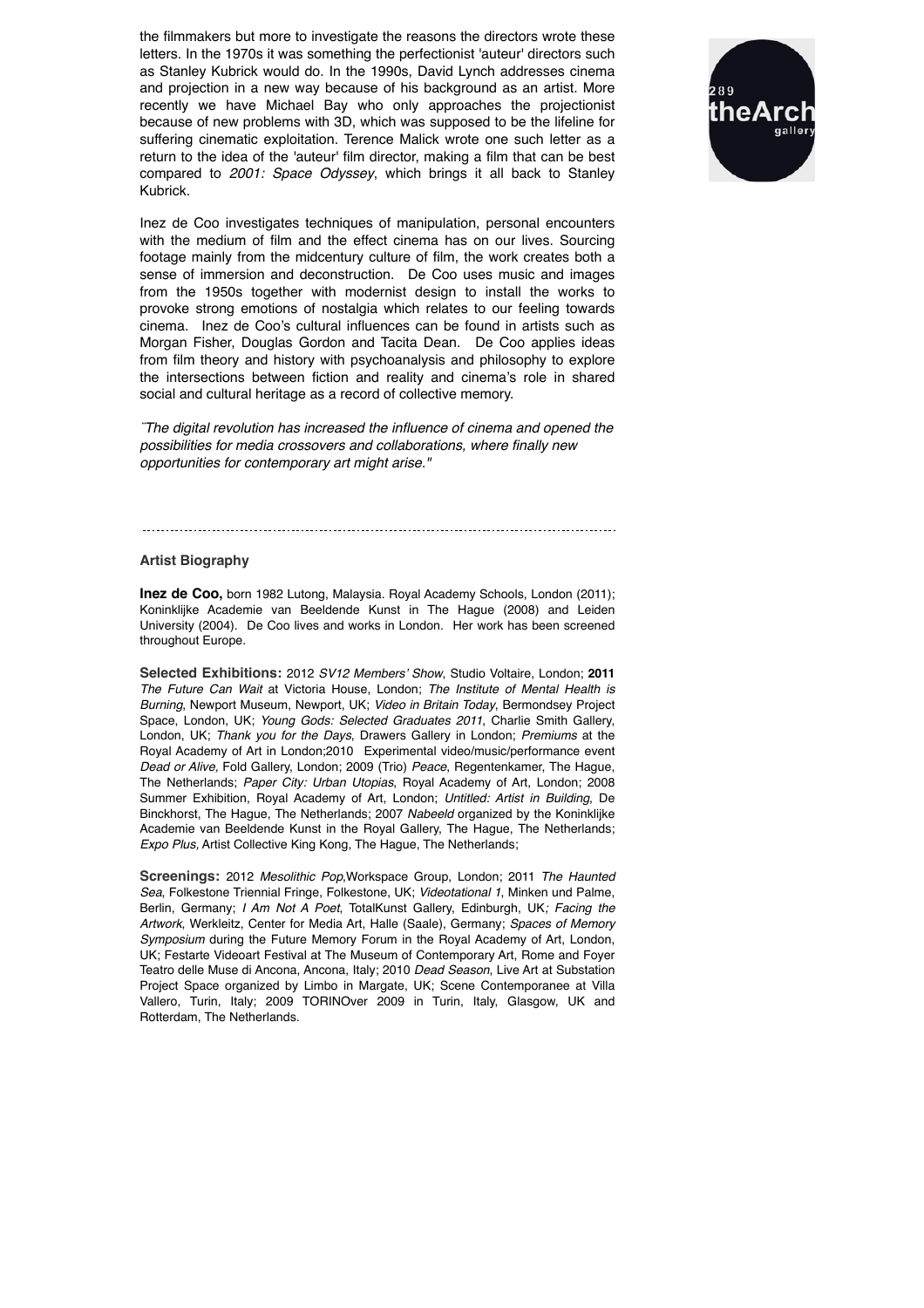the filmmakers but more to investigate the reasons the directors wrote these letters. In the 1970s it was something the perfectionist 'auteur' directors such as Stanley Kubrick would do. In the 1990s, David Lynch addresses cinema and projection in a new way because of his background as an artist. More recently we have Michael Bay who only approaches the projectionist because of new problems with 3D, which was supposed to be the lifeline for suffering cinematic exploitation. Terence Malick wrote one such letter as a return to the idea of the 'auteur' film director, making a film that can be best compared to *2001: Space Odyssey*, which brings it all back to Stanley Kubrick.

Inez de Coo investigates techniques of manipulation, personal encounters with the medium of film and the effect cinema has on our lives. Sourcing footage mainly from the midcentury culture of film, the work creates both a sense of immersion and deconstruction. De Coo uses music and images from the 1950s together with modernist design to install the works to provoke strong emotions of nostalgia which relates to our feeling towards cinema. Inez de Coo's cultural influences can be found in artists such as Morgan Fisher, Douglas Gordon and Tacita Dean. De Coo applies ideas from film theory and history with psychoanalysis and philosophy to explore the intersections between fiction and reality and cinema's role in shared social and cultural heritage as a record of collective memory.

*"The digital revolution has increased the influence of cinema and opened the possibilities for media crossovers and collaborations, where finally new opportunities for contemporary art might arise."*

---

### Artist Biography

**Inez de Coo,** born 1982 Lutong, Malaysia. Royal Academy Schools, London (2011); Koninklijke Academie van Beeldende Kunst in The Hague (2008) and Leiden University (2004). De Coo lives and works in London. Her work has been screened throughout Europe.

**Selected Exhibitions:** 2012 *SV12 Members' Show*, Studio Voltaire, London; **2011** *The Future Can Wait* at Victoria House, London; *The Institute of Mental Health is Burning*, Newport Museum, Newport, UK; *Video in Britain Today*, Bermondsey Project Space, London, UK; *Young Gods: Selected Graduates 2011*, Charlie Smith Gallery, London, UK; *Thank you for the Days*, Drawers Gallery in London; *Premiums* at the Royal Academy of Art in London;2010 Experimental video/music/performance event *Dead or Alive,* Fold Gallery, London; 2009 (Trio) *Peace*, Regentenkamer, The Hague, The Netherlands; *Paper City: Urban Utopias*, Royal Academy of Art, London; 2008 Summer Exhibition, Royal Academy of Art, London; *Untitled: Artist in Building*, De Binckhorst, The Hague, The Netherlands; 2007 *Nabeeld* organized by the Koninklijke Academie van Beeldende Kunst in the Royal Gallery, The Hague, The Netherlands; *Expo Plus,* Artist Collective King Kong, The Hague, The Netherlands;

**Screenings:** 2012 *Mesolithic Pop*,Workspace Group, London; 2011 *The Haunted Sea*, Folkestone Triennial Fringe, Folkestone, UK; *Videotational 1*, Minken und Palme, Berlin, Germany; *I Am Not A Poet*, TotalKunst Gallery, Edinburgh, UK*; Facing the Artwork*, Werkleitz, Center for Media Art, Halle (Saale), Germany; *Spaces of Memory Symposium* during the Future Memory Forum in the Royal Academy of Art, London, UK; Festarte Videoart Festival at The Museum of Contemporary Art, Rome and Foyer Teatro delle Muse di Ancona, Ancona, Italy; 2010 *Dead Season*, Live Art at Substation Project Space organized by Limbo in Margate, UK; Scene Contemporanee at Villa Vallero, Turin, Italy; 2009 TORINOver 2009 in Turin, Italy, Glasgow, UK and Rotterdam, The Netherlands.